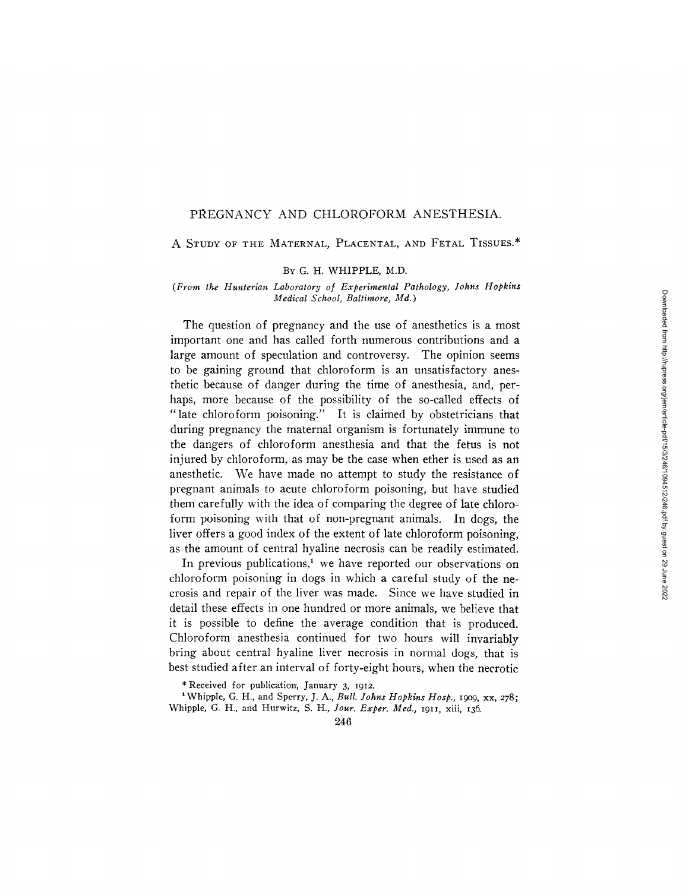# PREGNANCY AND CHLOROFORM ANESTHESIA.

## A STUDY OF THE MATERNAL, PLACENTAL, AND FETAL TISSUES.*

BY G. H. WHIPPLE, M.D.

*(From the Hunterian Laboratory of Experimental Pathology, Johns Hopkins Medical School, Baltimore, Md.)*

The question of pregnancy and the use of anesthetics is a most important one and has called forth numerous contributions and a large amount of speculation and controversy. The opinion seems to be gaining ground that chloroform is an unsatisfactory anesthetic because of danger during the time of anesthesia, and, perhaps, more because of the possibility of the so-called effects of "late chloroform poisoning." It is claimed by obstetricians that during pregnancy the maternal organism is fortunately immune to the dangers of chloroform anesthesia and that the fetus is not injured by chloroform, as may be the case when ether is used as an anesthetic. We have made no attempt to study the resistance of pregnant animals to acute chloroform poisoning, but have studied them carefully with the idea of comparing the degree of late chloroform poisoning with that of non-pregnant animals. In dogs, the liver offers a good index of the extent of late chloroform poisoning, as the amount of central hyaline necrosis can be readily estimated.

In previous publications,[1] we have reported our observations on chloroform poisoning in dogs in which a careful study of the necrosis and repair of the liver was made. Since we have studied in detail these effects in one hundred or more animals, we believe that it is possible to define the average condition that is produced. Chloroform anesthesia continued for two hours will invariably bring about central hyaline liver necrosis in normal dogs, that is best studied after an interval of forty-eight hours, when the necrotic

\* Received for publication, January 3, 1912.

[1] Whipple, G. H., and Sperry, J. A., *Bull. Johns Hopkins Hosp.*, 1909, xx, 278; Whipple, G. H., and Hurwitz, S. H., *Jour. Exper. Med.*, 1911, xiii, 136.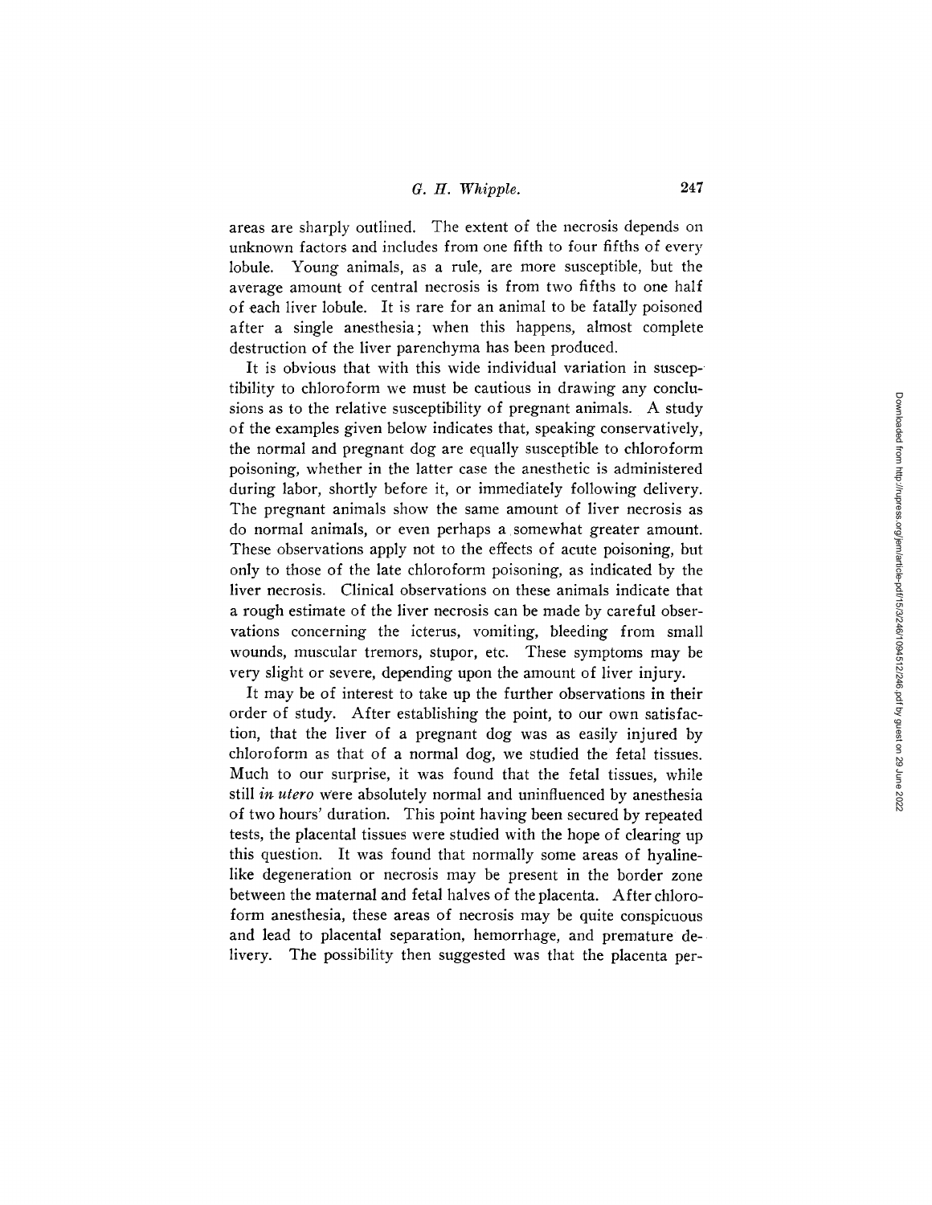areas are sharply outlined. The extent of the necrosis depends on unknown factors and includes from one fifth to four fifths of every lobule. Young animals, as a rule, are more susceptible, but the average amount of central necrosis is from two fifths to one half of each liver lobule. It is rare for an animal to be fatally poisoned after a single anesthesia; when this happens, almost complete destruction of the liver parenchyma has been produced.

It is obvious that with this wide individual variation in susceptibility to chloroform we must be cautious in drawing any conclusions as to the relative susceptibility of pregnant animals. A study of the examples given below indicates that, speaking conservatively, the normal and pregnant dog are equally susceptible to chloroform poisoning, whether in the latter case the anesthetic is administered during labor, shortly before it, or immediately following delivery. The pregnant animals show the same amount of liver necrosis as do normal animals, or even perhaps a somewhat greater amount. These observations apply not to the effects of acute poisoning, but only to those of the late chloroform poisoning, as indicated by the liver necrosis. Clinical observations on these animals indicate that a rough estimate of the liver necrosis can be made by careful observations concerning the icterus, vomiting, bleeding from small wounds, muscular tremors, stupor, etc. These symptoms may be very slight or severe, depending upon the amount of liver injury.

It may be of interest to take up the further observations in their order of study. After establishing the point, to our own satisfaction, that the liver of a pregnant dog was as easily injured by chloroform as that of a normal dog, we studied the fetal tissues. Much to our surprise, it was found that the fetal tissues, while still *in utero* were absolutely normal and uninfluenced by anesthesia of two hours' duration. This point having been secured by repeated tests, the placental tissues were studied with the hope of clearing up this question. It was found that normally some areas of hyaline-like degeneration or necrosis may be present in the border zone between the maternal and fetal halves of the placenta. After chloroform anesthesia, these areas of necrosis may be quite conspicuous and lead to placental separation, hemorrhage, and premature delivery. The possibility then suggested was that the placenta per-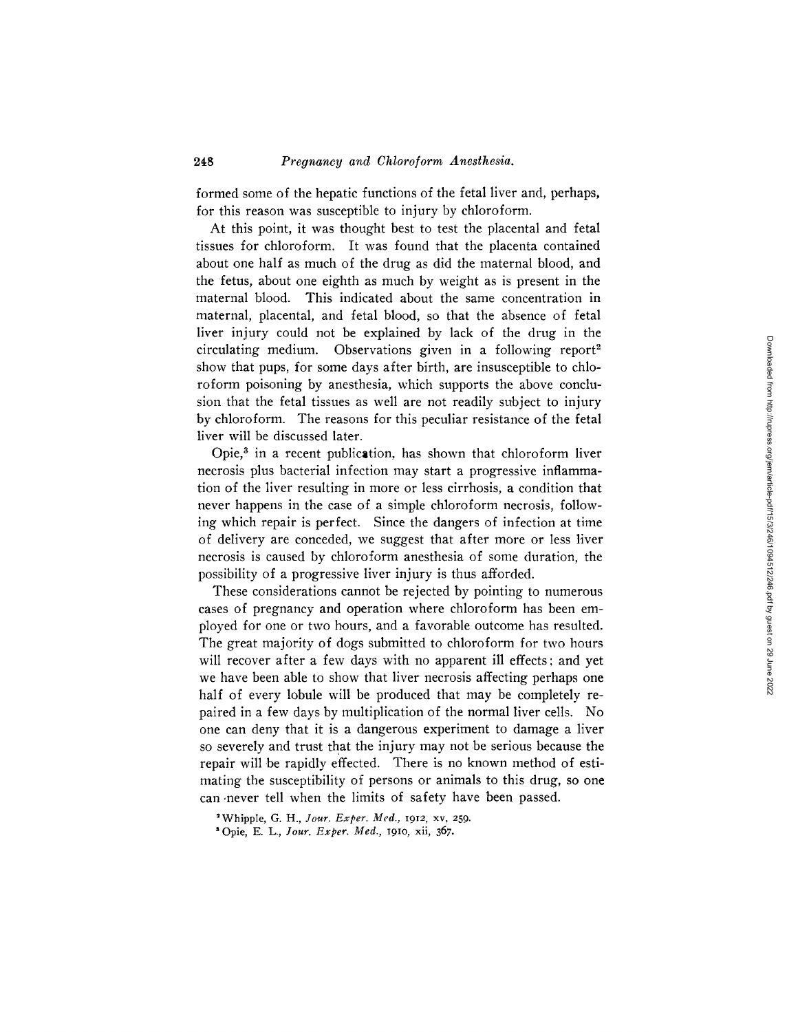formed some of the hepatic functions of the fetal liver and, perhaps, for this reason was susceptible to injury by chloroform.

At this point, it was thought best to test the placental and fetal tissues for chloroform. It was found that the placenta contained about one half as much of the drug as did the maternal blood, and the fetus, about one eighth as much by weight as is present in the maternal blood. This indicated about the same concentration in maternal, placental, and fetal blood, so that the absence of fetal liver injury could not be explained by lack of the drug in the circulating medium. Observations given in a following report[2] show that pups, for some days after birth, are insusceptible to chloroform poisoning by anesthesia, which supports the above conclusion that the fetal tissues as well are not readily subject to injury by chloroform. The reasons for this peculiar resistance of the fetal liver will be discussed later.

Opie,[3] in a recent publication, has shown that chloroform liver necrosis plus bacterial infection may start a progressive inflammation of the liver resulting in more or less cirrhosis, a condition that never happens in the case of a simple chloroform necrosis, following which repair is perfect. Since the dangers of infection at time of delivery are conceded, we suggest that after more or less liver necrosis is caused by chloroform anesthesia of some duration, the possibility of a progressive liver injury is thus afforded.

These considerations cannot be rejected by pointing to numerous cases of pregnancy and operation where chloroform has been employed for one or two hours, and a favorable outcome has resulted. The great majority of dogs submitted to chloroform for two hours will recover after a few days with no apparent ill effects; and yet we have been able to show that liver necrosis affecting perhaps one half of every lobule will be produced that may be completely repaired in a few days by multiplication of the normal liver cells. No one can deny that it is a dangerous experiment to damage a liver so severely and trust that the injury may not be serious because the repair will be rapidly effected. There is no known method of estimating the susceptibility of persons or animals to this drug, so one can never tell when the limits of safety have been passed.

[2] Whipple, G. H., *Jour. Exper. Med.*, 1912, xv, 259.

[3] Opie, E. L., *Jour. Exper. Med.*, 1910, xii, 367.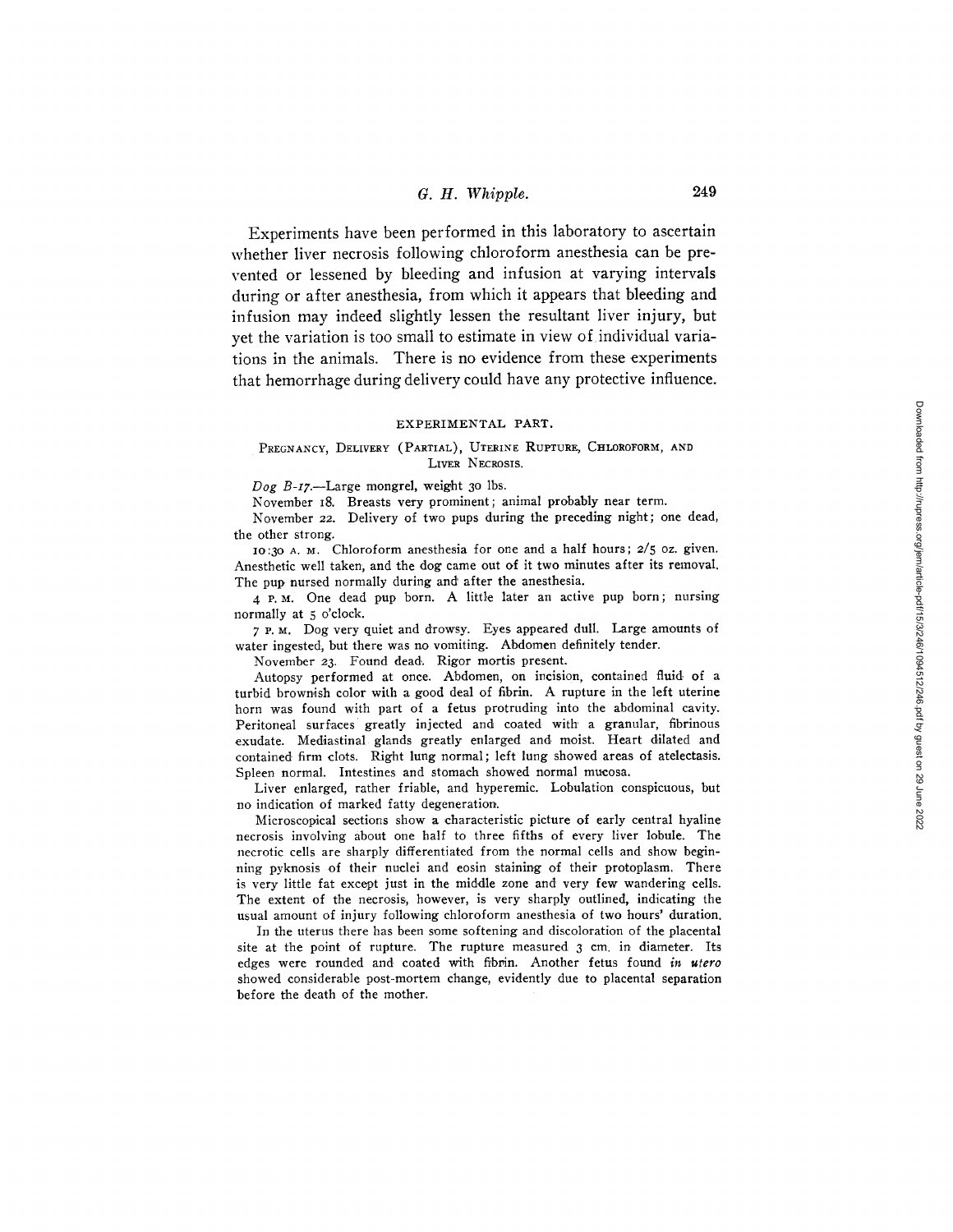Experiments have been performed in this laboratory to ascertain whether liver necrosis following chloroform anesthesia can be prevented or lessened by bleeding and infusion at varying intervals during or after anesthesia, from which it appears that bleeding and infusion may indeed slightly lessen the resultant liver injury, but yet the variation is too small to estimate in view of individual variations in the animals. There is no evidence from these experiments that hemorrhage during delivery could have any protective influence.

## EXPERIMENTAL PART.

### Pregnancy, Delivery (Partial), Uterine Rupture, Chloroform, and Liver Necrosis.

*Dog B-17.*—Large mongrel, weight 30 lbs.

November 18. Breasts very prominent; animal probably near term.

November 22. Delivery of two pups during the preceding night; one dead, the other strong.

10:30 A. M. Chloroform anesthesia for one and a half hours; 2/5 oz. given. Anesthetic well taken, and the dog came out of it two minutes after its removal. The pup nursed normally during and after the anesthesia.

4 P. M. One dead pup born. A little later an active pup born; nursing normally at 5 o'clock.

7 P. M. Dog very quiet and drowsy. Eyes appeared dull. Large amounts of water ingested, but there was no vomiting. Abdomen definitely tender.

November 23. Found dead. Rigor mortis present.

Autopsy performed at once. Abdomen, on incision, contained fluid of a turbid brownish color with a good deal of fibrin. A rupture in the left uterine horn was found with part of a fetus protruding into the abdominal cavity. Peritoneal surfaces greatly injected and coated with a granular, fibrinous exudate. Mediastinal glands greatly enlarged and moist. Heart dilated and contained firm clots. Right lung normal; left lung showed areas of atelectasis. Spleen normal. Intestines and stomach showed normal mucosa.

Liver enlarged, rather friable, and hyperemic. Lobulation conspicuous, but no indication of marked fatty degeneration.

Microscopical sections show a characteristic picture of early central hyaline necrosis involving about one half to three fifths of every liver lobule. The necrotic cells are sharply differentiated from the normal cells and show beginning pyknosis of their nuclei and eosin staining of their protoplasm. There is very little fat except just in the middle zone and very few wandering cells. The extent of the necrosis, however, is very sharply outlined, indicating the usual amount of injury following chloroform anesthesia of two hours' duration.

In the uterus there has been some softening and discoloration of the placental site at the point of rupture. The rupture measured 3 cm. in diameter. Its edges were rounded and coated with fibrin. Another fetus found *in utero* showed considerable post-mortem change, evidently due to placental separation before the death of the mother.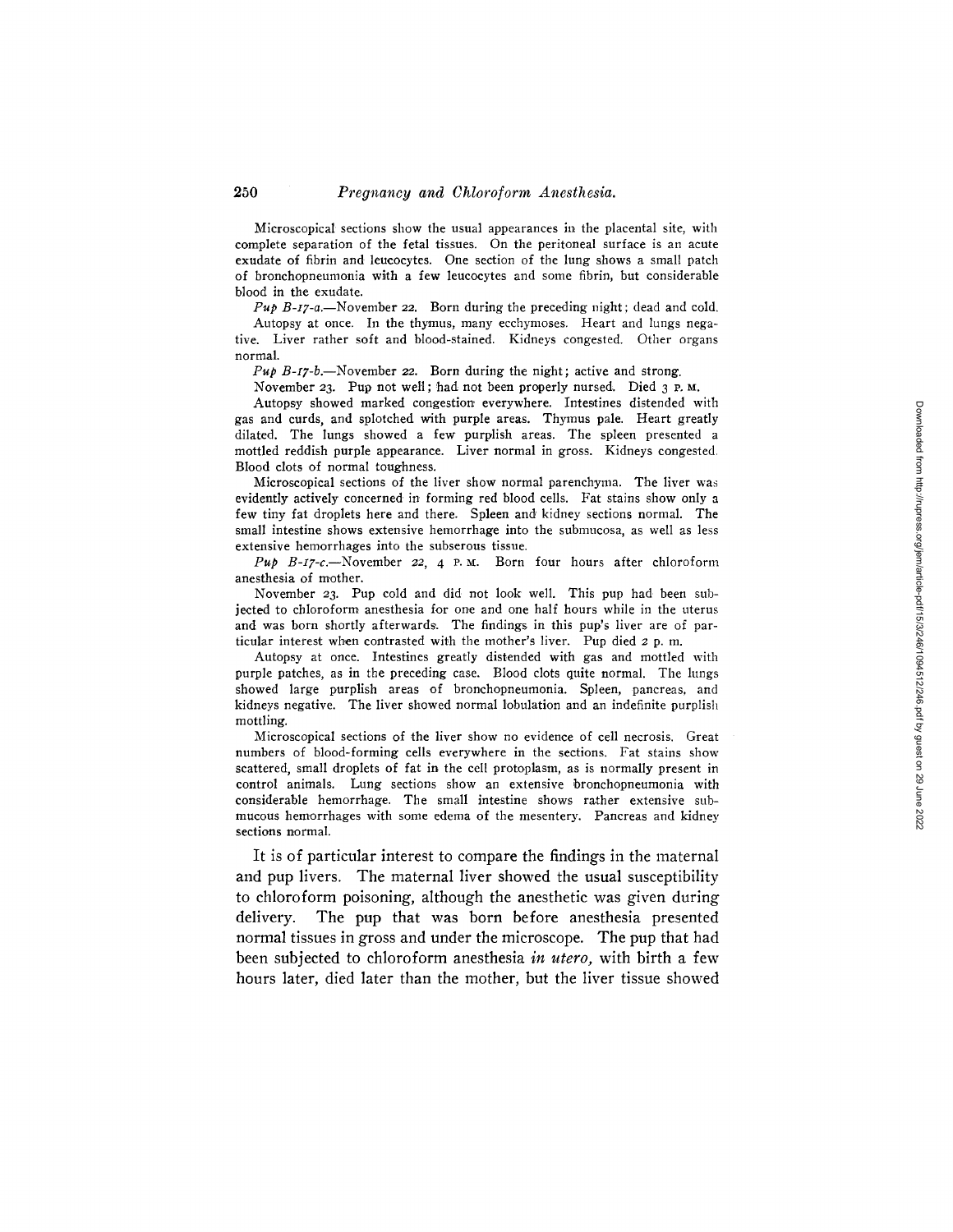Microscopical sections show the usual appearances in the placental site, with complete separation of the fetal tissues. On the peritoneal surface is an acute exudate of fibrin and leucocytes. One section of the lung shows a small patch of bronchopneumonia with a few leucocytes and some fibrin, but considerable blood in the exudate.

*Pup B-17-a.*—November 22. Born during the preceding night; dead and cold.

Autopsy at once. In the thymus, many ecchymoses. Heart and lungs negative. Liver rather soft and blood-stained. Kidneys congested. Other organs normal.

*Pup B-17-b.*—November 22. Born during the night; active and strong.

November 23. Pup not well; had not been properly nursed. Died 3 P. M.

Autopsy showed marked congestion everywhere. Intestines distended with gas and curds, and splotched with purple areas. Thymus pale. Heart greatly dilated. The lungs showed a few purplish areas. The spleen presented a mottled reddish purple appearance. Liver normal in gross. Kidneys congested. Blood clots of normal toughness.

Microscopical sections of the liver show normal parenchyma. The liver was evidently actively concerned in forming red blood cells. Fat stains show only a few tiny fat droplets here and there. Spleen and kidney sections normal. The small intestine shows extensive hemorrhage into the submucosa, as well as less extensive hemorrhages into the subserous tissue.

*Pup B-17-c.*—November 22, 4 P. M. Born four hours after chloroform anesthesia of mother.

November 23. Pup cold and did not look well. This pup had been subjected to chloroform anesthesia for one and one half hours while in the uterus and was born shortly afterwards. The findings in this pup's liver are of particular interest when contrasted with the mother's liver. Pup died 2 p. m.

Autopsy at once. Intestines greatly distended with gas and mottled with purple patches, as in the preceding case. Blood clots quite normal. The lungs showed large purplish areas of bronchopneumonia. Spleen, pancreas, and kidneys negative. The liver showed normal lobulation and an indefinite purplish mottling.

Microscopical sections of the liver show no evidence of cell necrosis. Great numbers of blood-forming cells everywhere in the sections. Fat stains show scattered, small droplets of fat in the cell protoplasm, as is normally present in control animals. Lung sections show an extensive bronchopneumonia with considerable hemorrhage. The small intestine shows rather extensive submucous hemorrhages with some edema of the mesentery. Pancreas and kidney sections normal.

It is of particular interest to compare the findings in the maternal and pup livers. The maternal liver showed the usual susceptibility to chloroform poisoning, although the anesthetic was given during delivery. The pup that was born before anesthesia presented normal tissues in gross and under the microscope. The pup that had been subjected to chloroform anesthesia *in utero*, with birth a few hours later, died later than the mother, but the liver tissue showed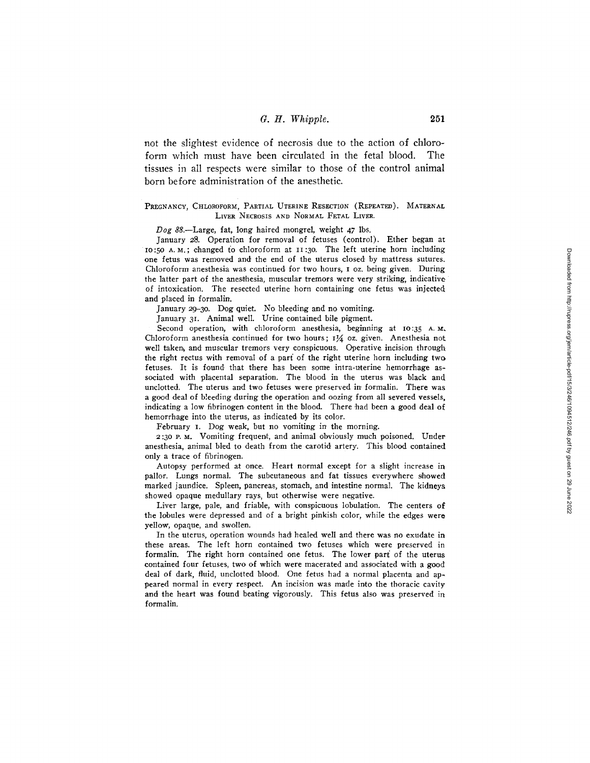not the slightest evidence of necrosis due to the action of chloroform which must have been circulated in the fetal blood. The tissues in all respects were similar to those of the control animal born before administration of the anesthetic.

### Pregnancy, Chloroform, Partial Uterine Resection (Repeated). Maternal Liver Necrosis and Normal Fetal Liver.

*Dog 88.*—Large, fat, long haired mongrel, weight 47 lbs.

January 28. Operation for removal of fetuses (control). Ether began at 10:50 A. M.; changed to chloroform at 11:30. The left uterine horn including one fetus was removed and the end of the uterus closed by mattress sutures. Chloroform anesthesia was continued for two hours, 1 oz. being given. During the latter part of the anesthesia, muscular tremors were very striking, indicative of intoxication. The resected uterine horn containing one fetus was injected and placed in formalin.

January 29–30. Dog quiet. No bleeding and no vomiting.

January 31. Animal well. Urine contained bile pigment.

Second operation, with chloroform anesthesia, beginning at 10:35 A. M. Chloroform anesthesia continued for two hours; 1¼ oz. given. Anesthesia not well taken, and muscular tremors very conspicuous. Operative incision through the right rectus with removal of a part of the right uterine horn including two fetuses. It is found that there has been some intra-uterine hemorrhage associated with placental separation. The blood in the uterus was black and unclotted. The uterus and two fetuses were preserved in formalin. There was a good deal of bleeding during the operation and oozing from all severed vessels, indicating a low fibrinogen content in the blood. There had been a good deal of hemorrhage into the uterus, as indicated by its color.

February 1. Dog weak, but no vomiting in the morning.

2:30 P. M. Vomiting frequent, and animal obviously much poisoned. Under anesthesia, animal bled to death from the carotid artery. This blood contained only a trace of fibrinogen.

Autopsy performed at once. Heart normal except for a slight increase in pallor. Lungs normal. The subcutaneous and fat tissues everywhere showed marked jaundice. Spleen, pancreas, stomach, and intestine normal. The kidneys showed opaque medullary rays, but otherwise were negative.

Liver large, pale, and friable, with conspicuous lobulation. The centers of the lobules were depressed and of a bright pinkish color, while the edges were yellow, opaque, and swollen.

In the uterus, operation wounds had healed well and there was no exudate in these areas. The left horn contained two fetuses which were preserved in formalin. The right horn contained one fetus. The lower part of the uterus contained four fetuses, two of which were macerated and associated with a good deal of dark, fluid, unclotted blood. One fetus had a normal placenta and appeared normal in every respect. An incision was made into the thoracic cavity and the heart was found beating vigorously. This fetus also was preserved in formalin.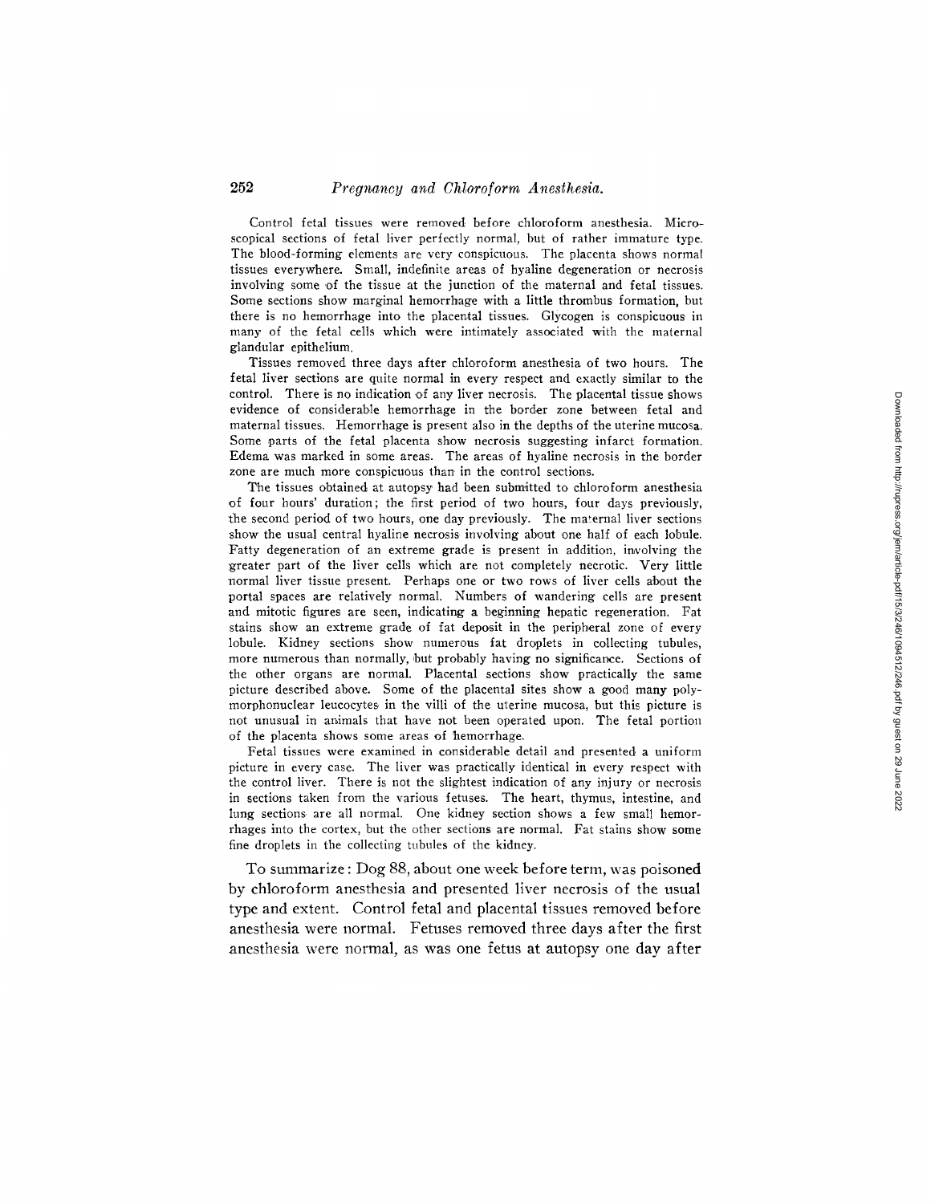Control fetal tissues were removed before chloroform anesthesia. Microscopical sections of fetal liver perfectly normal, but of rather immature type. The blood-forming elements are very conspicuous. The placenta shows normal tissues everywhere. Small, indefinite areas of hyaline degeneration or necrosis involving some of the tissue at the junction of the maternal and fetal tissues. Some sections show marginal hemorrhage with a little thrombus formation, but there is no hemorrhage into the placental tissues. Glycogen is conspicuous in many of the fetal cells which were intimately associated with the maternal glandular epithelium.

Tissues removed three days after chloroform anesthesia of two hours. The fetal liver sections are quite normal in every respect and exactly similar to the control. There is no indication of any liver necrosis. The placental tissue shows evidence of considerable hemorrhage in the border zone between fetal and maternal tissues. Hemorrhage is present also in the depths of the uterine mucosa. Some parts of the fetal placenta show necrosis suggesting infarct formation. Edema was marked in some areas. The areas of hyaline necrosis in the border zone are much more conspicuous than in the control sections.

The tissues obtained at autopsy had been submitted to chloroform anesthesia of four hours' duration; the first period of two hours, four days previously, the second period of two hours, one day previously. The maternal liver sections show the usual central hyaline necrosis involving about one half of each lobule. Fatty degeneration of an extreme grade is present in addition, involving the greater part of the liver cells which are not completely necrotic. Very little normal liver tissue present. Perhaps one or two rows of liver cells about the portal spaces are relatively normal. Numbers of wandering cells are present and mitotic figures are seen, indicating a beginning hepatic regeneration. Fat stains show an extreme grade of fat deposit in the peripheral zone of every lobule. Kidney sections show numerous fat droplets in collecting tubules, more numerous than normally, but probably having no significance. Sections of the other organs are normal. Placental sections show practically the same picture described above. Some of the placental sites show a good many polymorphonuclear leucocytes in the villi of the uterine mucosa, but this picture is not unusual in animals that have not been operated upon. The fetal portion of the placenta shows some areas of hemorrhage.

Fetal tissues were examined in considerable detail and presented a uniform picture in every case. The liver was practically identical in every respect with the control liver. There is not the slightest indication of any injury or necrosis in sections taken from the various fetuses. The heart, thymus, intestine, and lung sections are all normal. One kidney section shows a few small hemorrhages into the cortex, but the other sections are normal. Fat stains show some fine droplets in the collecting tubules of the kidney.

To summarize: Dog 88, about one week before term, was poisoned by chloroform anesthesia and presented liver necrosis of the usual type and extent. Control fetal and placental tissues removed before anesthesia were normal. Fetuses removed three days after the first anesthesia were normal, as was one fetus at autopsy one day after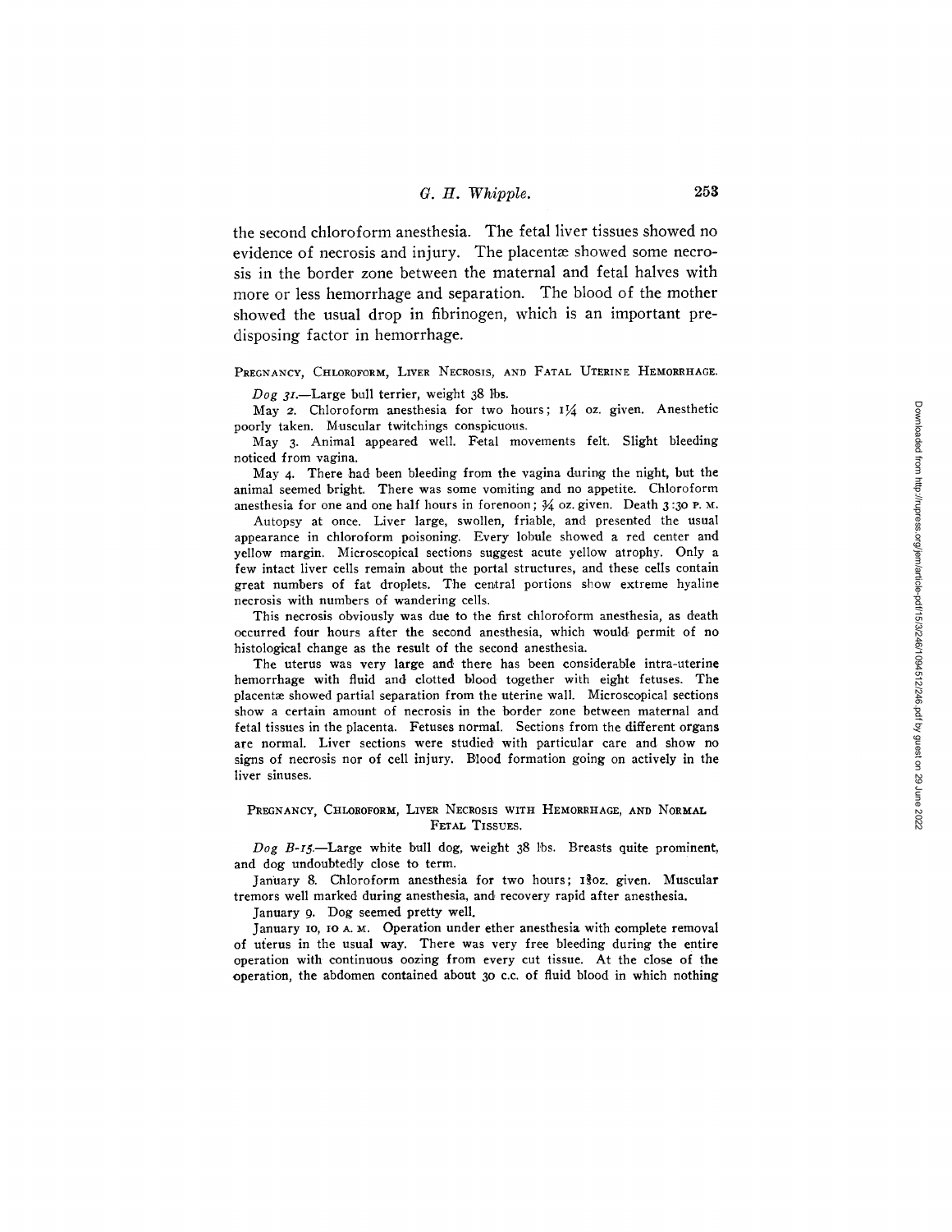the second chloroform anesthesia. The fetal liver tissues showed no evidence of necrosis and injury. The placentæ showed some necrosis in the border zone between the maternal and fetal halves with more or less hemorrhage and separation. The blood of the mother showed the usual drop in fibrinogen, which is an important predisposing factor in hemorrhage.

### Pregnancy, Chloroform, Liver Necrosis, and Fatal Uterine Hemorrhage.

*Dog 31.*—Large bull terrier, weight 38 lbs.

May 2. Chloroform anesthesia for two hours; 1¼ oz. given. Anesthetic poorly taken. Muscular twitchings conspicuous.

May 3. Animal appeared well. Fetal movements felt. Slight bleeding noticed from vagina.

May 4. There had been bleeding from the vagina during the night, but the animal seemed bright. There was some vomiting and no appetite. Chloroform anesthesia for one and one half hours in forenoon; ¾ oz. given. Death 3:30 P. M.

Autopsy at once. Liver large, swollen, friable, and presented the usual appearance in chloroform poisoning. Every lobule showed a red center and yellow margin. Microscopical sections suggest acute yellow atrophy. Only a few intact liver cells remain about the portal structures, and these cells contain great numbers of fat droplets. The central portions show extreme hyaline necrosis with numbers of wandering cells.

This necrosis obviously was due to the first chloroform anesthesia, as death occurred four hours after the second anesthesia, which would permit of no histological change as the result of the second anesthesia.

The uterus was very large and there has been considerable intra-uterine hemorrhage with fluid and clotted blood together with eight fetuses. The placentæ showed partial separation from the uterine wall. Microscopical sections show a certain amount of necrosis in the border zone between maternal and fetal tissues in the placenta. Fetuses normal. Sections from the different organs are normal. Liver sections were studied with particular care and show no signs of necrosis nor of cell injury. Blood formation going on actively in the liver sinuses.

### Pregnancy, Chloroform, Liver Necrosis with Hemorrhage, and Normal Fetal Tissues.

*Dog B-15.*—Large white bull dog, weight 38 lbs. Breasts quite prominent, and dog undoubtedly close to term.

January 8. Chloroform anesthesia for two hours; 1⅜oz. given. Muscular tremors well marked during anesthesia, and recovery rapid after anesthesia.

January 9. Dog seemed pretty well.

January 10, 10 A. M. Operation under ether anesthesia with complete removal of uterus in the usual way. There was very free bleeding during the entire operation with continuous oozing from every cut tissue. At the close of the operation, the abdomen contained about 30 c.c. of fluid blood in which nothing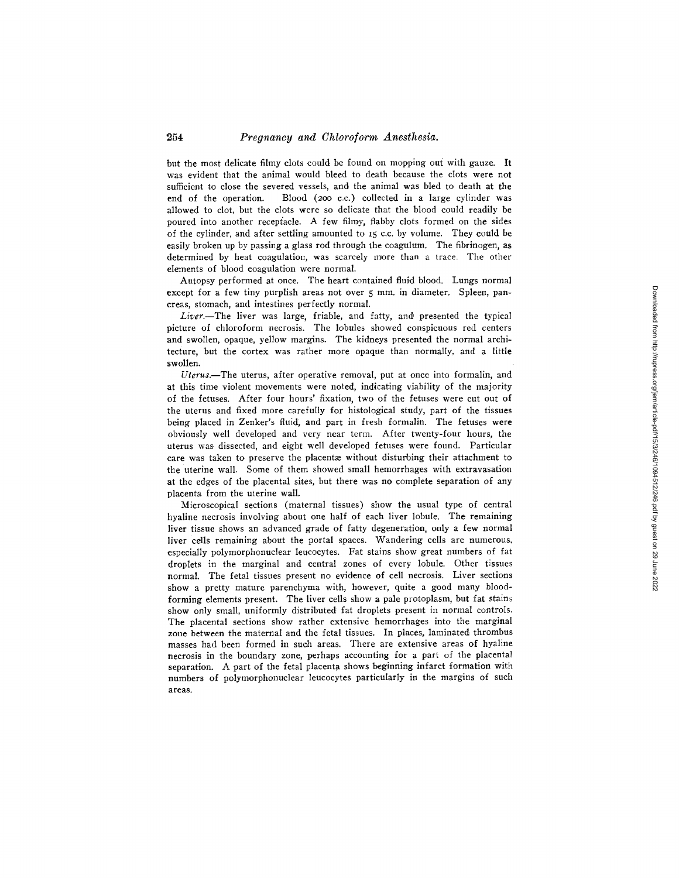but the most delicate filmy clots could be found on mopping out with gauze. It was evident that the animal would bleed to death because the clots were not sufficient to close the severed vessels, and the animal was bled to death at the end of the operation. Blood (200 c.c.) collected in a large cylinder was allowed to clot, but the clots were so delicate that the blood could readily be poured into another receptacle. A few filmy, flabby clots formed on the sides of the cylinder, and after settling amounted to 15 c.c. by volume. They could be easily broken up by passing a glass rod through the coagulum. The fibrinogen, as determined by heat coagulation, was scarcely more than a trace. The other elements of blood coagulation were normal.

Autopsy performed at once. The heart contained fluid blood. Lungs normal except for a few tiny purplish areas not over 5 mm. in diameter. Spleen, pancreas, stomach, and intestines perfectly normal.

*Liver*.—The liver was large, friable, and fatty, and presented the typical picture of chloroform necrosis. The lobules showed conspicuous red centers and swollen, opaque, yellow margins. The kidneys presented the normal architecture, but the cortex was rather more opaque than normally, and a little swollen.

*Uterus*.—The uterus, after operative removal, put at once into formalin, and at this time violent movements were noted, indicating viability of the majority of the fetuses. After four hours' fixation, two of the fetuses were cut out of the uterus and fixed more carefully for histological study, part of the tissues being placed in Zenker's fluid, and part in fresh formalin. The fetuses were obviously well developed and very near term. After twenty-four hours, the uterus was dissected, and eight well developed fetuses were found. Particular care was taken to preserve the placentæ without disturbing their attachment to the uterine wall. Some of them showed small hemorrhages with extravasation at the edges of the placental sites, but there was no complete separation of any placenta from the uterine wall.

Microscopical sections (maternal tissues) show the usual type of central hyaline necrosis involving about one half of each liver lobule. The remaining liver tissue shows an advanced grade of fatty degeneration, only a few normal liver cells remaining about the portal spaces. Wandering cells are numerous, especially polymorphonuclear leucocytes. Fat stains show great numbers of fat droplets in the marginal and central zones of every lobule. Other tissues normal. The fetal tissues present no evidence of cell necrosis. Liver sections show a pretty mature parenchyma with, however, quite a good many blood-forming elements present. The liver cells show a pale protoplasm, but fat stains show only small, uniformly distributed fat droplets present in normal controls. The placental sections show rather extensive hemorrhages into the marginal zone between the maternal and the fetal tissues. In places, laminated thrombus masses had been formed in such areas. There are extensive areas of hyaline necrosis in the boundary zone, perhaps accounting for a part of the placental separation. A part of the fetal placenta shows beginning infarct formation with numbers of polymorphonuclear leucocytes particularly in the margins of such areas.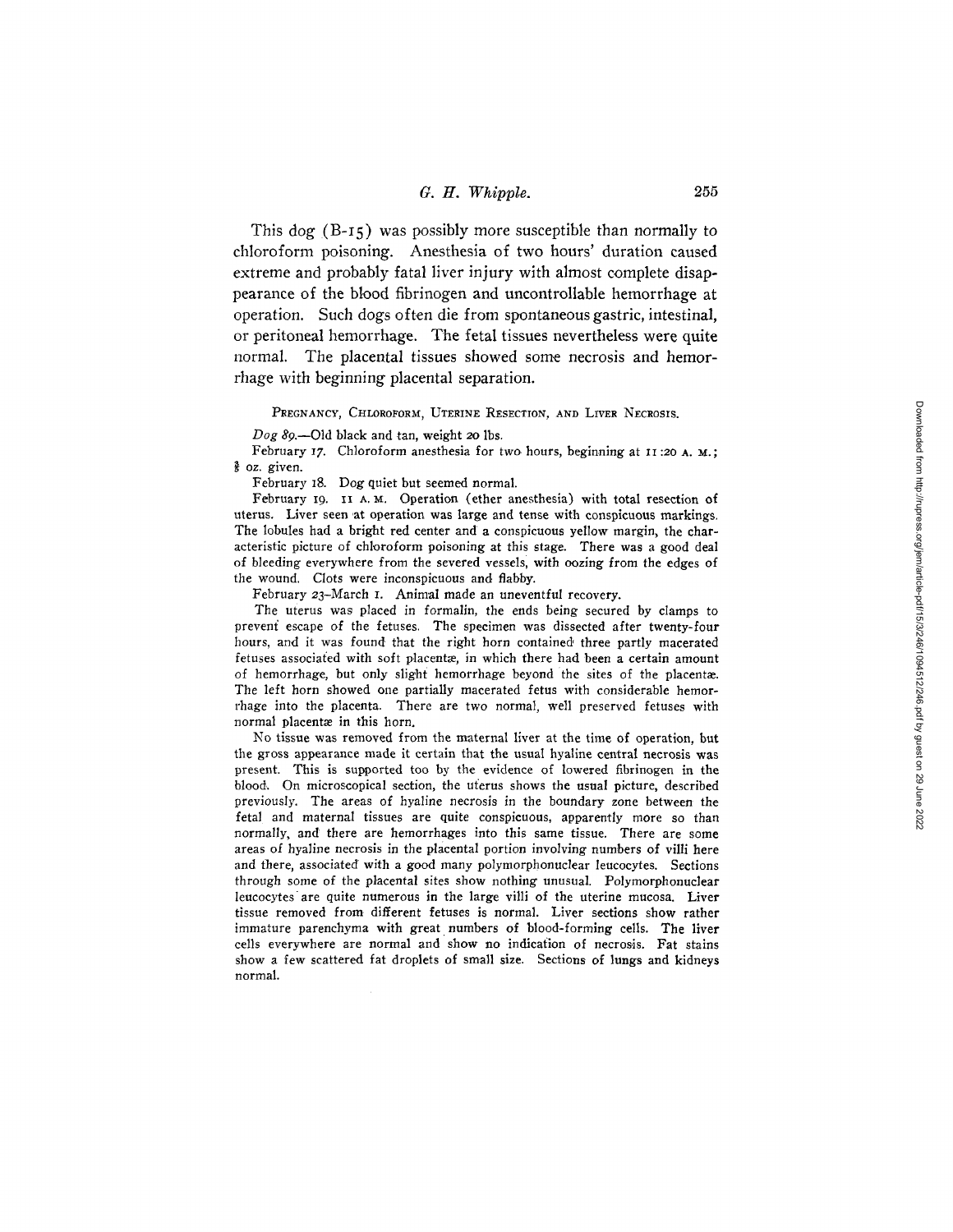This dog (B-15) was possibly more susceptible than normally to chloroform poisoning. Anesthesia of two hours' duration caused extreme and probably fatal liver injury with almost complete disappearance of the blood fibrinogen and uncontrollable hemorrhage at operation. Such dogs often die from spontaneous gastric, intestinal, or peritoneal hemorrhage. The fetal tissues nevertheless were quite normal. The placental tissues showed some necrosis and hemorrhage with beginning placental separation.

### PREGNANCY, CHLOROFORM, UTERINE RESECTION, AND LIVER NECROSIS.

*Dog 89.*—Old black and tan, weight 20 lbs.

February 17. Chloroform anesthesia for two hours, beginning at 11:20 A. M.; ⅝ oz. given.

February 18. Dog quiet but seemed normal.

February 19. 11 A. M. Operation (ether anesthesia) with total resection of uterus. Liver seen at operation was large and tense with conspicuous markings. The lobules had a bright red center and a conspicuous yellow margin, the characteristic picture of chloroform poisoning at this stage. There was a good deal of bleeding everywhere from the severed vessels, with oozing from the edges of the wound. Clots were inconspicuous and flabby.

February 23–March 1. Animal made an uneventful recovery.

The uterus was placed in formalin, the ends being secured by clamps to prevent escape of the fetuses. The specimen was dissected after twenty-four hours, and it was found that the right horn contained three partly macerated fetuses associated with soft placentæ, in which there had been a certain amount of hemorrhage, but only slight hemorrhage beyond the sites of the placentæ. The left horn showed one partially macerated fetus with considerable hemorrhage into the placenta. There are two normal, well preserved fetuses with normal placentæ in this horn.

No tissue was removed from the maternal liver at the time of operation, but the gross appearance made it certain that the usual hyaline central necrosis was present. This is supported too by the evidence of lowered fibrinogen in the blood. On microscopical section, the uterus shows the usual picture, described previously. The areas of hyaline necrosis in the boundary zone between the fetal and maternal tissues are quite conspicuous, apparently more so than normally, and there are hemorrhages into this same tissue. There are some areas of hyaline necrosis in the placental portion involving numbers of villi here and there, associated with a good many polymorphonuclear leucocytes. Sections through some of the placental sites show nothing unusual. Polymorphonuclear leucocytes are quite numerous in the large villi of the uterine mucosa. Liver tissue removed from different fetuses is normal. Liver sections show rather immature parenchyma with great numbers of blood-forming cells. The liver cells everywhere are normal and show no indication of necrosis. Fat stains show a few scattered fat droplets of small size. Sections of lungs and kidneys normal.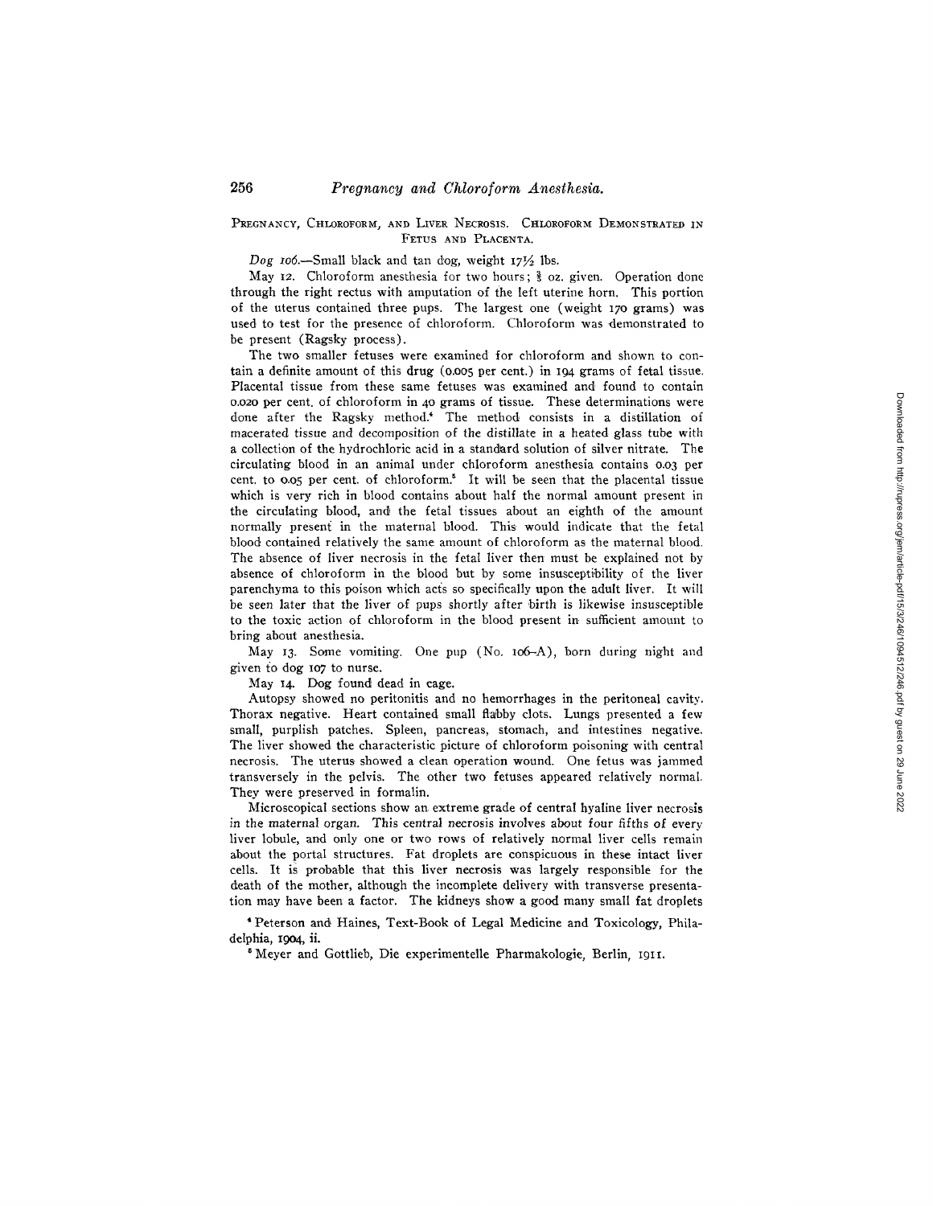PREGNANCY, CHLOROFORM, AND LIVER NECROSIS. CHLOROFORM DEMONSTRATED IN FETUS AND PLACENTA.

*Dog 106.*—Small black and tan dog, weight 17½ lbs.

May 12. Chloroform anesthesia for two hours; ⅜ oz. given. Operation done through the right rectus with amputation of the left uterine horn. This portion of the uterus contained three pups. The largest one (weight 170 grams) was used to test for the presence of chloroform. Chloroform was demonstrated to be present (Ragsky process).

The two smaller fetuses were examined for chloroform and shown to contain a definite amount of this drug (0.005 per cent.) in 194 grams of fetal tissue. Placental tissue from these same fetuses was examined and found to contain 0.020 per cent. of chloroform in 40 grams of tissue. These determinations were done after the Ragsky method.[4] The method consists in a distillation of macerated tissue and decomposition of the distillate in a heated glass tube with a collection of the hydrochloric acid in a standard solution of silver nitrate. The circulating blood in an animal under chloroform anesthesia contains 0.03 per cent. to 0.05 per cent. of chloroform.[5] It will be seen that the placental tissue which is very rich in blood contains about half the normal amount present in the circulating blood, and the fetal tissues about an eighth of the amount normally present in the maternal blood. This would indicate that the fetal blood contained relatively the same amount of chloroform as the maternal blood. The absence of liver necrosis in the fetal liver then must be explained not by absence of chloroform in the blood but by some insusceptibility of the liver parenchyma to this poison which acts so specifically upon the adult liver. It will be seen later that the liver of pups shortly after birth is likewise insusceptible to the toxic action of chloroform in the blood present in sufficient amount to bring about anesthesia.

May 13. Some vomiting. One pup (No. 106–A), born during night and given to dog 107 to nurse.

May 14. Dog found dead in cage.

Autopsy showed no peritonitis and no hemorrhages in the peritoneal cavity. Thorax negative. Heart contained small flabby clots. Lungs presented a few small, purplish patches. Spleen, pancreas, stomach, and intestines negative. The liver showed the characteristic picture of chloroform poisoning with central necrosis. The uterus showed a clean operation wound. One fetus was jammed transversely in the pelvis. The other two fetuses appeared relatively normal. They were preserved in formalin.

Microscopical sections show an extreme grade of central hyaline liver necrosis in the maternal organ. This central necrosis involves about four fifths of every liver lobule, and only one or two rows of relatively normal liver cells remain about the portal structures. Fat droplets are conspicuous in these intact liver cells. It is probable that this liver necrosis was largely responsible for the death of the mother, although the incomplete delivery with transverse presentation may have been a factor. The kidneys show a good many small fat droplets

[4] Peterson and Haines, Text-Book of Legal Medicine and Toxicology, Philadelphia, 1904, ii.

[5] Meyer and Gottlieb, Die experimentelle Pharmakologie, Berlin, 1911.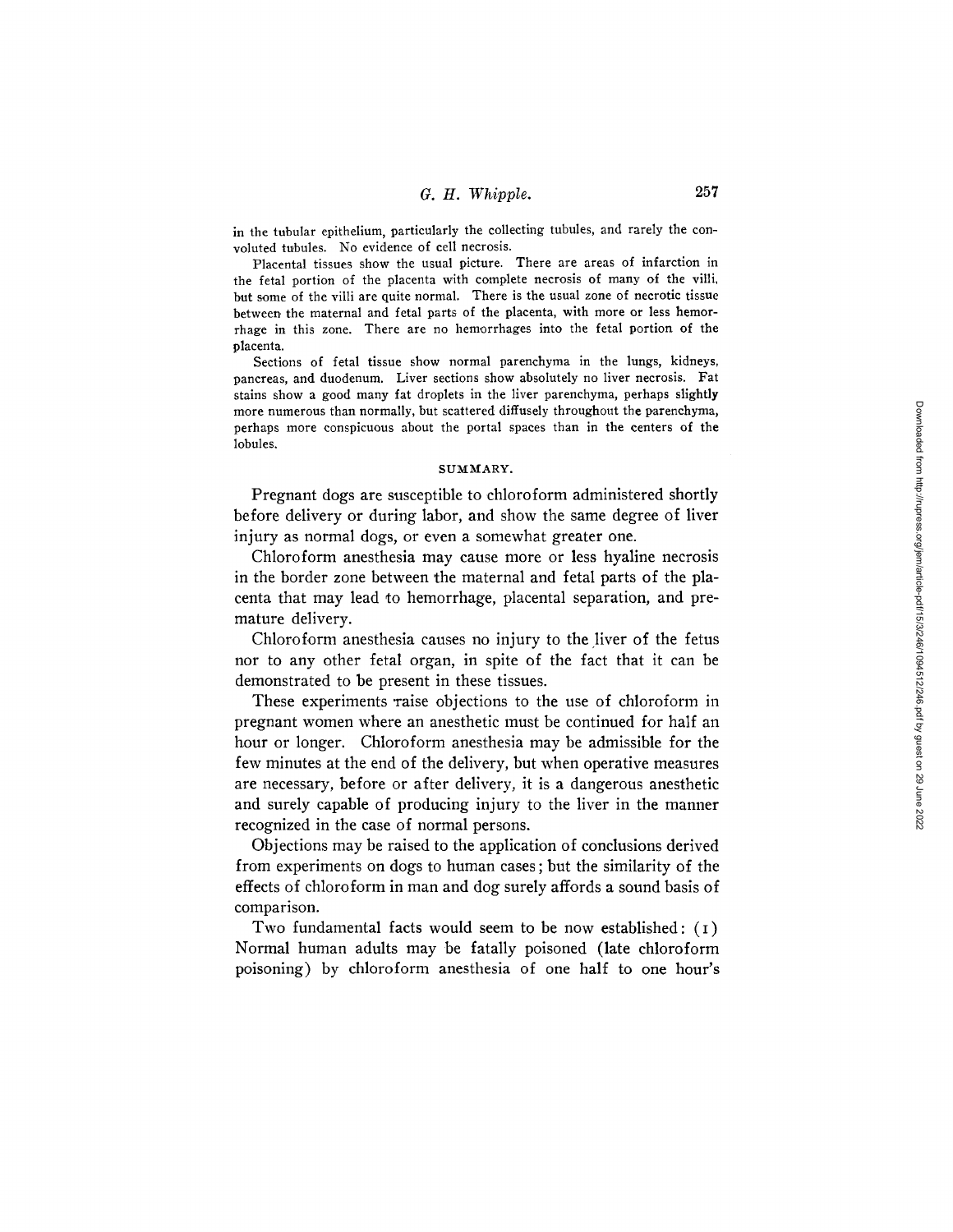in the tubular epithelium, particularly the collecting tubules, and rarely the convoluted tubules. No evidence of cell necrosis.

Placental tissues show the usual picture. There are areas of infarction in the fetal portion of the placenta with complete necrosis of many of the villi, but some of the villi are quite normal. There is the usual zone of necrotic tissue between the maternal and fetal parts of the placenta, with more or less hemorrhage in this zone. There are no hemorrhages into the fetal portion of the placenta.

Sections of fetal tissue show normal parenchyma in the lungs, kidneys, pancreas, and duodenum. Liver sections show absolutely no liver necrosis. Fat stains show a good many fat droplets in the liver parenchyma, perhaps slightly more numerous than normally, but scattered diffusely throughout the parenchyma, perhaps more conspicuous about the portal spaces than in the centers of the lobules.

## SUMMARY.

Pregnant dogs are susceptible to chloroform administered shortly before delivery or during labor, and show the same degree of liver injury as normal dogs, or even a somewhat greater one.

Chloroform anesthesia may cause more or less hyaline necrosis in the border zone between the maternal and fetal parts of the placenta that may lead to hemorrhage, placental separation, and premature delivery.

Chloroform anesthesia causes no injury to the liver of the fetus nor to any other fetal organ, in spite of the fact that it can be demonstrated to be present in these tissues.

These experiments raise objections to the use of chloroform in pregnant women where an anesthetic must be continued for half an hour or longer. Chloroform anesthesia may be admissible for the few minutes at the end of the delivery, but when operative measures are necessary, before or after delivery, it is a dangerous anesthetic and surely capable of producing injury to the liver in the manner recognized in the case of normal persons.

Objections may be raised to the application of conclusions derived from experiments on dogs to human cases; but the similarity of the effects of chloroform in man and dog surely affords a sound basis of comparison.

Two fundamental facts would seem to be now established: (1) Normal human adults may be fatally poisoned (late chloroform poisoning) by chloroform anesthesia of one half to one hour's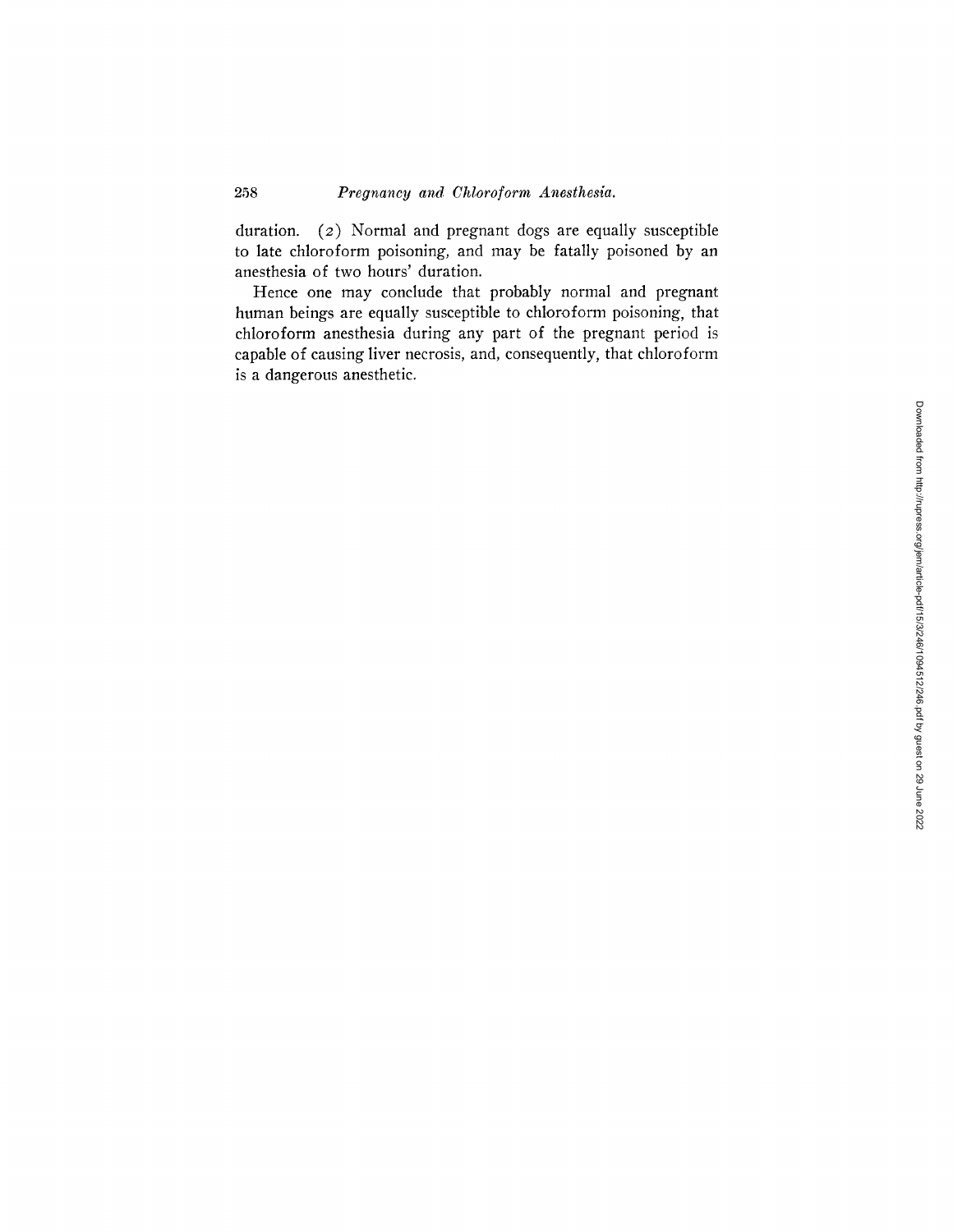duration. (2) Normal and pregnant dogs are equally susceptible to late chloroform poisoning, and may be fatally poisoned by an anesthesia of two hours' duration.

Hence one may conclude that probably normal and pregnant human beings are equally susceptible to chloroform poisoning, that chloroform anesthesia during any part of the pregnant period is capable of causing liver necrosis, and, consequently, that chloroform is a dangerous anesthetic.